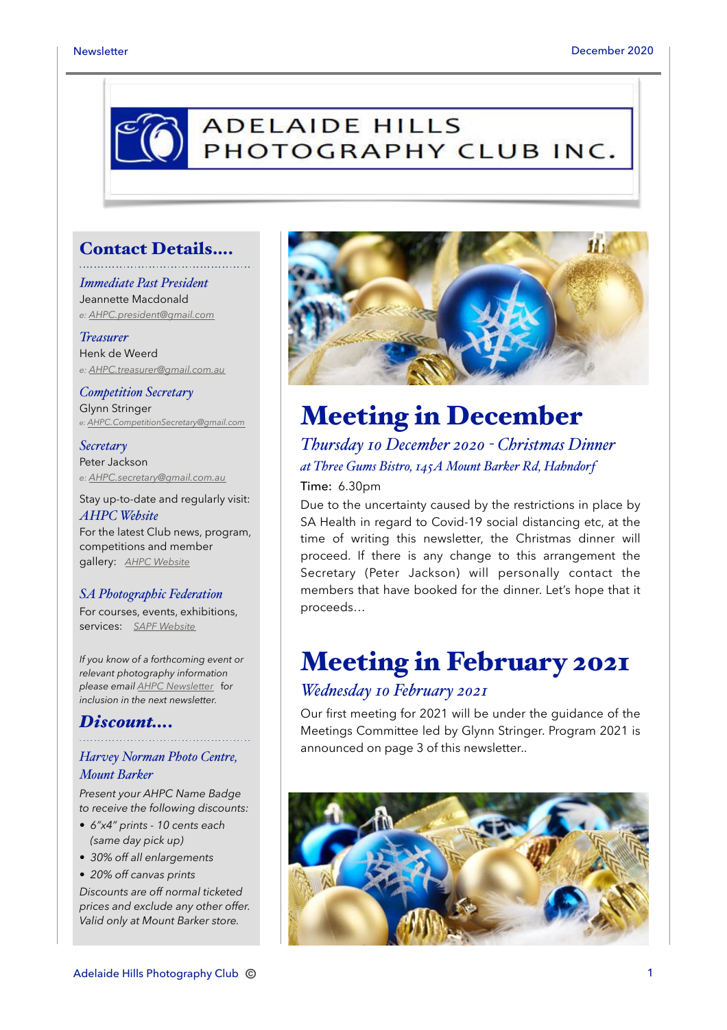# ADELAIDE HILLS PHOTOGRAPHY CLUB INC.

## Contact Details….

*Immediate Past President*
Jeannette Macdonald
e: AHPC.president@gmail.com

*Treasurer*
Henk de Weerd
e: AHPC.treasurer@gmail.com.au

*Competition Secretary*
Glynn Stringer
e: AHPC.CompetitionSecretary@gmail.com

*Secretary*
Peter Jackson
e: AHPC.secretary@gmail.com.au

Stay up-to-date and regularly visit:
*AHPC Website*
For the latest Club news, program, competitions and member gallery: AHPC Website

*SA Photographic Federation*
For courses, events, exhibitions, services: SAPF Website

*If you know of a forthcoming event or relevant photography information please email AHPC Newsletter for inclusion in the next newsletter.*

## Discount….

*Harvey Norman Photo Centre, Mount Barker*

*Present your AHPC Name Badge to receive the following discounts:*

- *6"x4" prints - 10 cents each (same day pick up)*
- *30% off all enlargements*
- *20% off canvas prints*

*Discounts are off normal ticketed prices and exclude any other offer. Valid only at Mount Barker store.*

# Meeting in December

### *Thursday 10 December 2020 - Christmas Dinner*

*at Three Gums Bistro, 145A Mount Barker Rd, Hahndorf*

Time: 6.30pm

Due to the uncertainty caused by the restrictions in place by SA Health in regard to Covid-19 social distancing etc, at the time of writing this newsletter, the Christmas dinner will proceed. If there is any change to this arrangement the Secretary (Peter Jackson) will personally contact the members that have booked for the dinner. Let's hope that it proceeds…

# Meeting in February 2021

### *Wednesday 10 February 2021*

Our first meeting for 2021 will be under the guidance of the Meetings Committee led by Glynn Stringer. Program 2021 is announced on page 3 of this newsletter..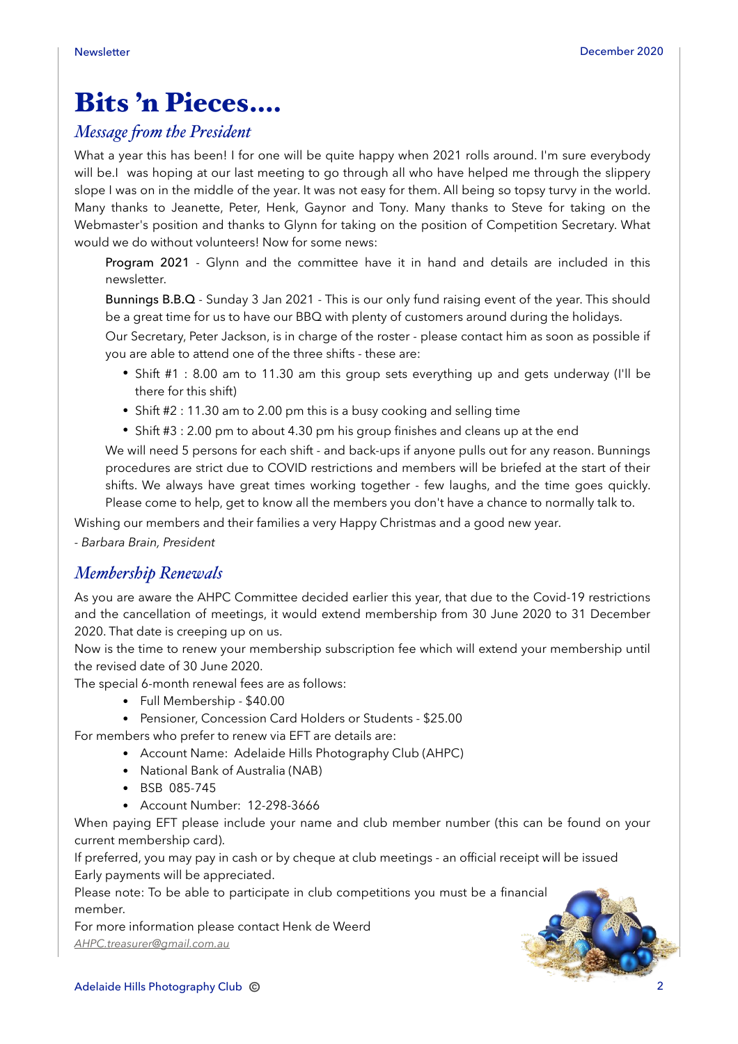# Bits 'n Pieces....

## *Message from the President*

What a year this has been! I for one will be quite happy when 2021 rolls around. I'm sure everybody will be.I was hoping at our last meeting to go through all who have helped me through the slippery slope I was on in the middle of the year. It was not easy for them. All being so topsy turvy in the world. Many thanks to Jeanette, Peter, Henk, Gaynor and Tony. Many thanks to Steve for taking on the Webmaster's position and thanks to Glynn for taking on the position of Competition Secretary. What would we do without volunteers! Now for some news:

Program 2021 - Glynn and the committee have it in hand and details are included in this newsletter.

Bunnings B.B.Q - Sunday 3 Jan 2021 - This is our only fund raising event of the year. This should be a great time for us to have our BBQ with plenty of customers around during the holidays.

Our Secretary, Peter Jackson, is in charge of the roster - please contact him as soon as possible if you are able to attend one of the three shifts - these are:

- Shift #1 : 8.00 am to 11.30 am this group sets everything up and gets underway (I'll be there for this shift)
- Shift #2 : 11.30 am to 2.00 pm this is a busy cooking and selling time
- Shift #3 : 2.00 pm to about 4.30 pm his group finishes and cleans up at the end

We will need 5 persons for each shift - and back-ups if anyone pulls out for any reason. Bunnings procedures are strict due to COVID restrictions and members will be briefed at the start of their shifts. We always have great times working together - few laughs, and the time goes quickly. Please come to help, get to know all the members you don't have a chance to normally talk to.

Wishing our members and their families a very Happy Christmas and a good new year.

*- Barbara Brain, President*

## *Membership Renewals*

As you are aware the AHPC Committee decided earlier this year, that due to the Covid-19 restrictions and the cancellation of meetings, it would extend membership from 30 June 2020 to 31 December 2020. That date is creeping up on us.

Now is the time to renew your membership subscription fee which will extend your membership until the revised date of 30 June 2020.

The special 6-month renewal fees are as follows:

- Full Membership - $40.00
- Pensioner, Concession Card Holders or Students - $25.00

For members who prefer to renew via EFT are details are:

- Account Name: Adelaide Hills Photography Club (AHPC)
- National Bank of Australia (NAB)
- BSB 085-745
- Account Number: 12-298-3666

When paying EFT please include your name and club member number (this can be found on your current membership card).

If preferred, you may pay in cash or by cheque at club meetings - an official receipt will be issued

Early payments will be appreciated.

Please note: To be able to participate in club competitions you must be a financial member.

For more information please contact Henk de Weerd

*AHPC.treasurer@gmail.com.au*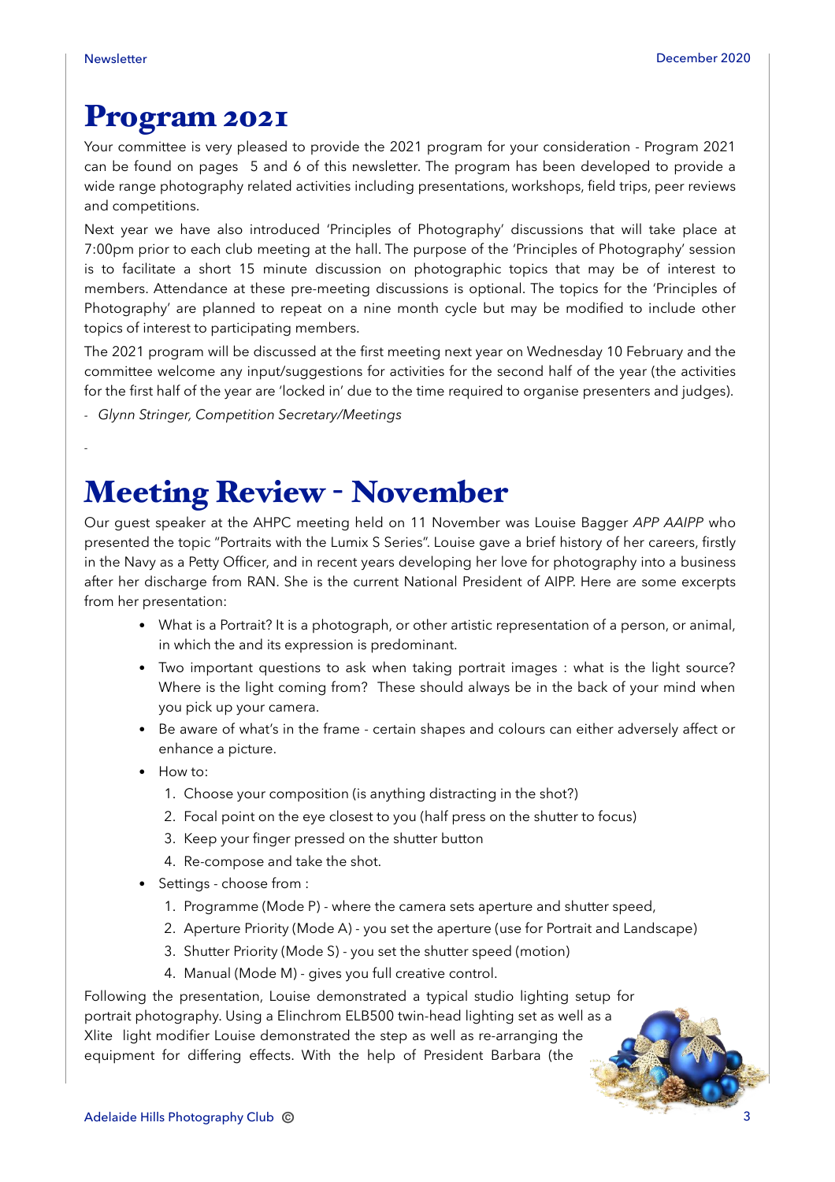# Program 2021

Your committee is very pleased to provide the 2021 program for your consideration - Program 2021 can be found on pages 5 and 6 of this newsletter. The program has been developed to provide a wide range photography related activities including presentations, workshops, field trips, peer reviews and competitions.

Next year we have also introduced 'Principles of Photography' discussions that will take place at 7:00pm prior to each club meeting at the hall. The purpose of the 'Principles of Photography' session is to facilitate a short 15 minute discussion on photographic topics that may be of interest to members. Attendance at these pre-meeting discussions is optional. The topics for the 'Principles of Photography' are planned to repeat on a nine month cycle but may be modified to include other topics of interest to participating members.

The 2021 program will be discussed at the first meeting next year on Wednesday 10 February and the committee welcome any input/suggestions for activities for the second half of the year (the activities for the first half of the year are 'locked in' due to the time required to organise presenters and judges).

- *Glynn Stringer, Competition Secretary/Meetings*

# Meeting Review - November

Our guest speaker at the AHPC meeting held on 11 November was Louise Bagger *APP AAIPP* who presented the topic "Portraits with the Lumix S Series". Louise gave a brief history of her careers, firstly in the Navy as a Petty Officer, and in recent years developing her love for photography into a business after her discharge from RAN. She is the current National President of AIPP. Here are some excerpts from her presentation:

- What is a Portrait? It is a photograph, or other artistic representation of a person, or animal, in which the and its expression is predominant.
- Two important questions to ask when taking portrait images : what is the light source? Where is the light coming from? These should always be in the back of your mind when you pick up your camera.
- Be aware of what's in the frame - certain shapes and colours can either adversely affect or enhance a picture.
- How to:
  1. Choose your composition (is anything distracting in the shot?)
  2. Focal point on the eye closest to you (half press on the shutter to focus)
  3. Keep your finger pressed on the shutter button
  4. Re-compose and take the shot.
- Settings - choose from :
  1. Programme (Mode P) - where the camera sets aperture and shutter speed,
  2. Aperture Priority (Mode A) - you set the aperture (use for Portrait and Landscape)
  3. Shutter Priority (Mode S) - you set the shutter speed (motion)
  4. Manual (Mode M) - gives you full creative control.

Following the presentation, Louise demonstrated a typical studio lighting setup for portrait photography. Using a Elinchrom ELB500 twin-head lighting set as well as a Xlite light modifier Louise demonstrated the step as well as re-arranging the equipment for differing effects. With the help of President Barbara (the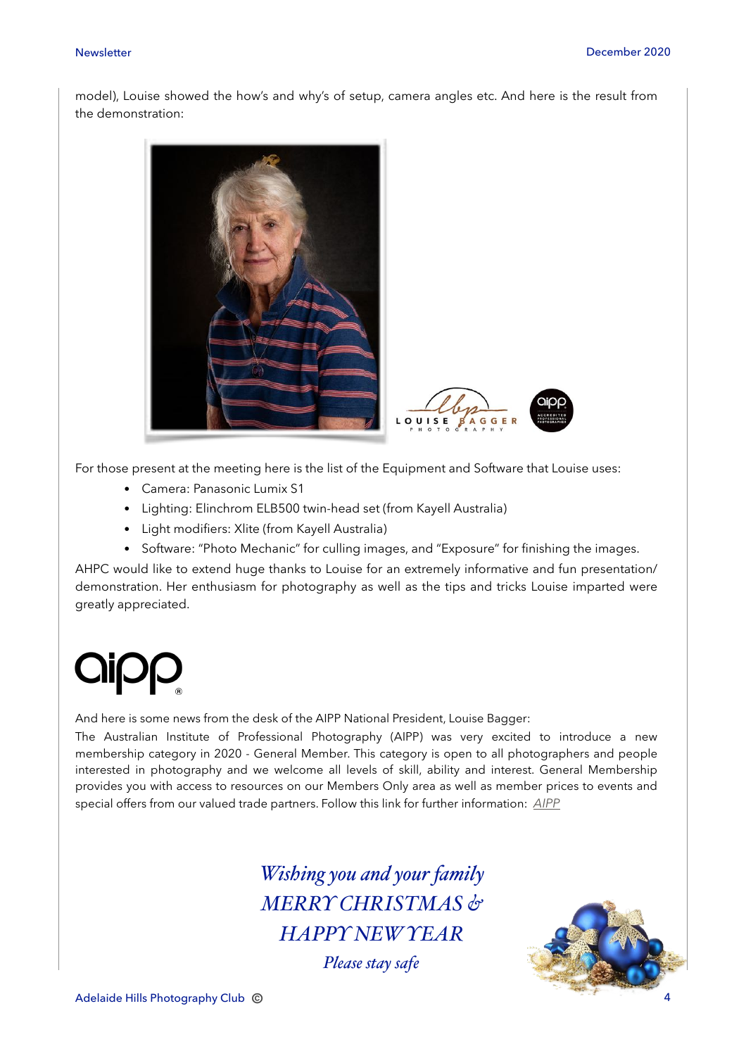model), Louise showed the how's and why's of setup, camera angles etc. And here is the result from the demonstration:

For those present at the meeting here is the list of the Equipment and Software that Louise uses:

- Camera: Panasonic Lumix S1
- Lighting: Elinchrom ELB500 twin-head set (from Kayell Australia)
- Light modifiers: Xlite (from Kayell Australia)
- Software: "Photo Mechanic" for culling images, and "Exposure" for finishing the images.

AHPC would like to extend huge thanks to Louise for an extremely informative and fun presentation/demonstration. Her enthusiasm for photography as well as the tips and tricks Louise imparted were greatly appreciated.

And here is some news from the desk of the AIPP National President, Louise Bagger:

The Australian Institute of Professional Photography (AIPP) was very excited to introduce a new membership category in 2020 - General Member. This category is open to all photographers and people interested in photography and we welcome all levels of skill, ability and interest. General Membership provides you with access to resources on our Members Only area as well as member prices to events and special offers from our valued trade partners. Follow this link for further information: AIPP

*Wishing you and your family*
*MERRY CHRISTMAS &*
*HAPPY NEW YEAR*
*Please stay safe*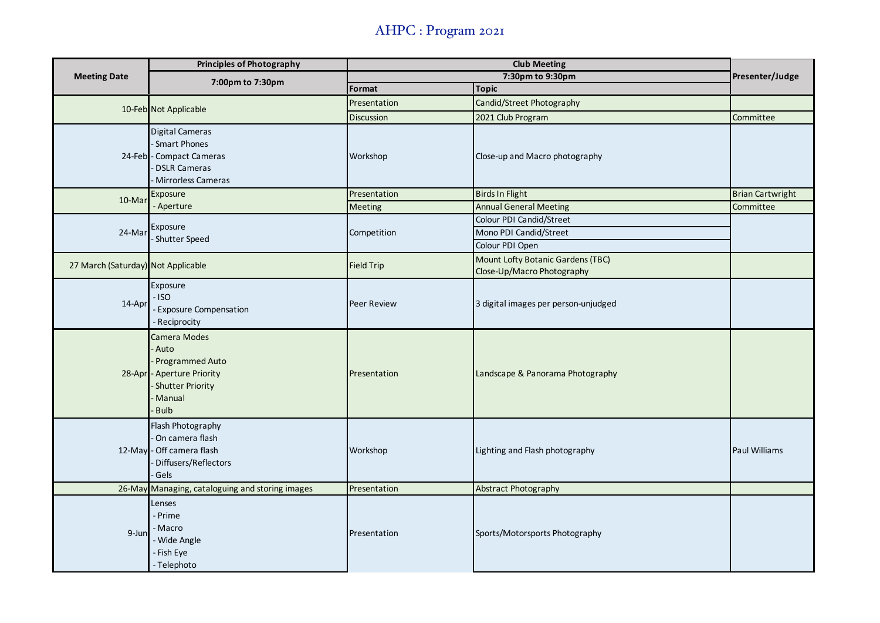# AHPC : Program 2021

| Meeting Date | Principles of Photography | Club Meeting | | Presenter/Judge |
|---|---|---|---|---|
| | 7:00pm to 7:30pm | 7:30pm to 9:30pm | | |
| | | Format | Topic | |
| 10-Feb | Not Applicable | Presentation | Candid/Street Photography | |
| | | Discussion | 2021 Club Program | Committee |
| 24-Feb | Digital Cameras<br>- Smart Phones<br>- Compact Cameras<br>- DSLR Cameras<br>- Mirrorless Cameras | Workshop | Close-up and Macro photography | |
| 10-Mar | Exposure<br>- Aperture | Presentation | Birds In Flight | Brian Cartwright |
| | | Meeting | Annual General Meeting | Committee |
| 24-Mar | Exposure<br>- Shutter Speed | Competition | Colour PDI Candid/Street | |
| | | | Mono PDI Candid/Street | |
| | | | Colour PDI Open | |
| 27 March (Saturday) | Not Applicable | Field Trip | Mount Lofty Botanic Gardens (TBC)<br>Close-Up/Macro Photography | |
| 14-Apr | Exposure<br>- ISO<br>- Exposure Compensation<br>- Reciprocity | Peer Review | 3 digital images per person-unjudged | |
| 28-Apr | Camera Modes<br>- Auto<br>- Programmed Auto<br>- Aperture Priority<br>- Shutter Priority<br>- Manual<br>- Bulb | Presentation | Landscape & Panorama Photography | |
| 12-May | Flash Photography<br>- On camera flash<br>- Off camera flash<br>- Diffusers/Reflectors<br>- Gels | Workshop | Lighting and Flash photography | Paul Williams |
| 26-May | Managing, cataloguing and storing images | Presentation | Abstract Photography | |
| 9-Jun | Lenses<br>- Prime<br>- Macro<br>- Wide Angle<br>- Fish Eye<br>- Telephoto | Presentation | Sports/Motorsports Photography | |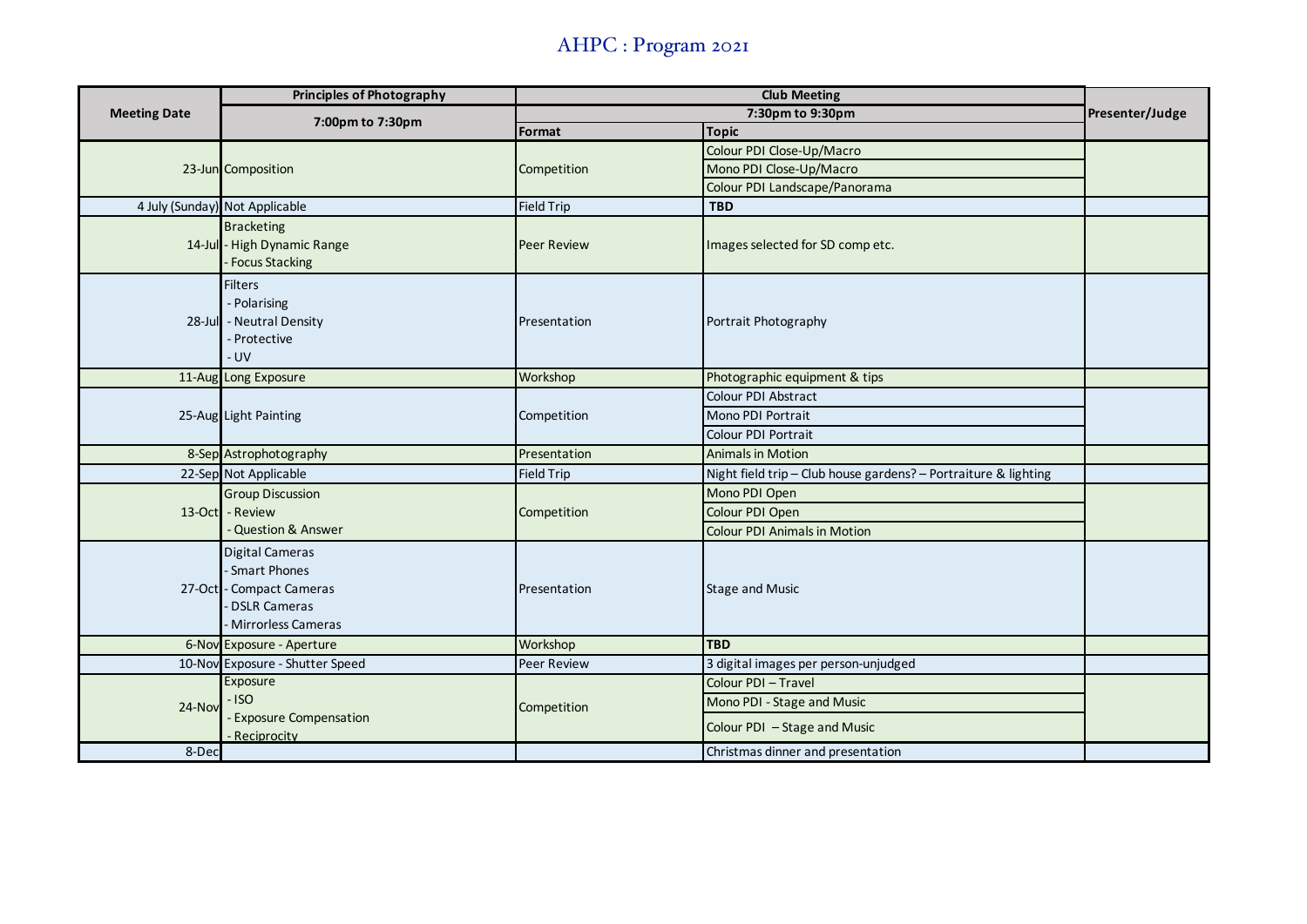# AHPC : Program 2021

| Meeting Date | Principles of Photography | Club Meeting | | Presenter/Judge |
|---|---|---|---|---|
| | 7:00pm to 7:30pm | 7:30pm to 9:30pm | | |
| | | Format | Topic | |
| 23-Jun | Composition | Competition | Colour PDI Close-Up/Macro<br>Mono PDI Close-Up/Macro<br>Colour PDI Landscape/Panorama | |
| 4 July (Sunday) | Not Applicable | Field Trip | **TBD** | |
| 14-Jul | Bracketing<br>- High Dynamic Range<br>- Focus Stacking | Peer Review | Images selected for SD comp etc. | |
| 28-Jul | Filters<br>- Polarising<br>- Neutral Density<br>- Protective<br>- UV | Presentation | Portrait Photography | |
| 11-Aug | Long Exposure | Workshop | Photographic equipment & tips | |
| 25-Aug | Light Painting | Competition | Colour PDI Abstract<br>Mono PDI Portrait<br>Colour PDI Portrait | |
| 8-Sep | Astrophotography | Presentation | Animals in Motion | |
| 22-Sep | Not Applicable | Field Trip | Night field trip – Club house gardens? – Portraiture & lighting | |
| 13-Oct | Group Discussion<br>- Review<br>- Question & Answer | Competition | Mono PDI Open<br>Colour PDI Open<br>Colour PDI Animals in Motion | |
| 27-Oct | Digital Cameras<br>- Smart Phones<br>- Compact Cameras<br>- DSLR Cameras<br>- Mirrorless Cameras | Presentation | Stage and Music | |
| 6-Nov | Exposure - Aperture | Workshop | **TBD** | |
| 10-Nov | Exposure - Shutter Speed | Peer Review | 3 digital images per person-unjudged | |
| 24-Nov | Exposure<br>- ISO<br>- Exposure Compensation<br>- Reciprocity | Competition | Colour PDI – Travel<br>Mono PDI - Stage and Music<br>Colour PDI – Stage and Music | |
| 8-Dec | | | Christmas dinner and presentation | |